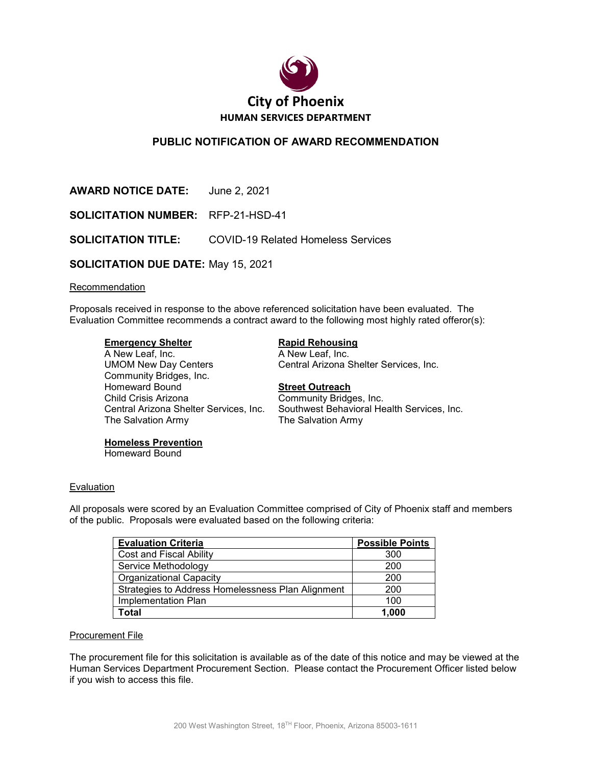# City of Phoenix

**HUMAN SERVICES DEPARTMENT**

## PUBLIC NOTIFICATION OF AWARD RECOMMENDATION

**AWARD NOTICE DATE:** June 2, 2021

**SOLICITATION NUMBER:** RFP-21-HSD-41

**SOLICITATION TITLE:** COVID-19 Related Homeless Services

**SOLICITATION DUE DATE:** May 15, 2021

Recommendation

Proposals received in response to the above referenced solicitation have been evaluated. The Evaluation Committee recommends a contract award to the following most highly rated offeror(s):

**Emergency Shelter**

A New Leaf, Inc.
UMOM New Day Centers
Community Bridges, Inc.
Homeward Bound
Child Crisis Arizona
Central Arizona Shelter Services, Inc.
The Salvation Army

**Rapid Rehousing**

A New Leaf, Inc.
Central Arizona Shelter Services, Inc.

**Street Outreach**

Community Bridges, Inc.
Southwest Behavioral Health Services, Inc.
The Salvation Army

**Homeless Prevention**

Homeward Bound

Evaluation

All proposals were scored by an Evaluation Committee comprised of City of Phoenix staff and members of the public. Proposals were evaluated based on the following criteria:

| Evaluation Criteria | Possible Points |
|---|---|
| Cost and Fiscal Ability | 300 |
| Service Methodology | 200 |
| Organizational Capacity | 200 |
| Strategies to Address Homelessness Plan Alignment | 200 |
| Implementation Plan | 100 |
| **Total** | **1,000** |

Procurement File

The procurement file for this solicitation is available as of the date of this notice and may be viewed at the Human Services Department Procurement Section. Please contact the Procurement Officer listed below if you wish to access this file.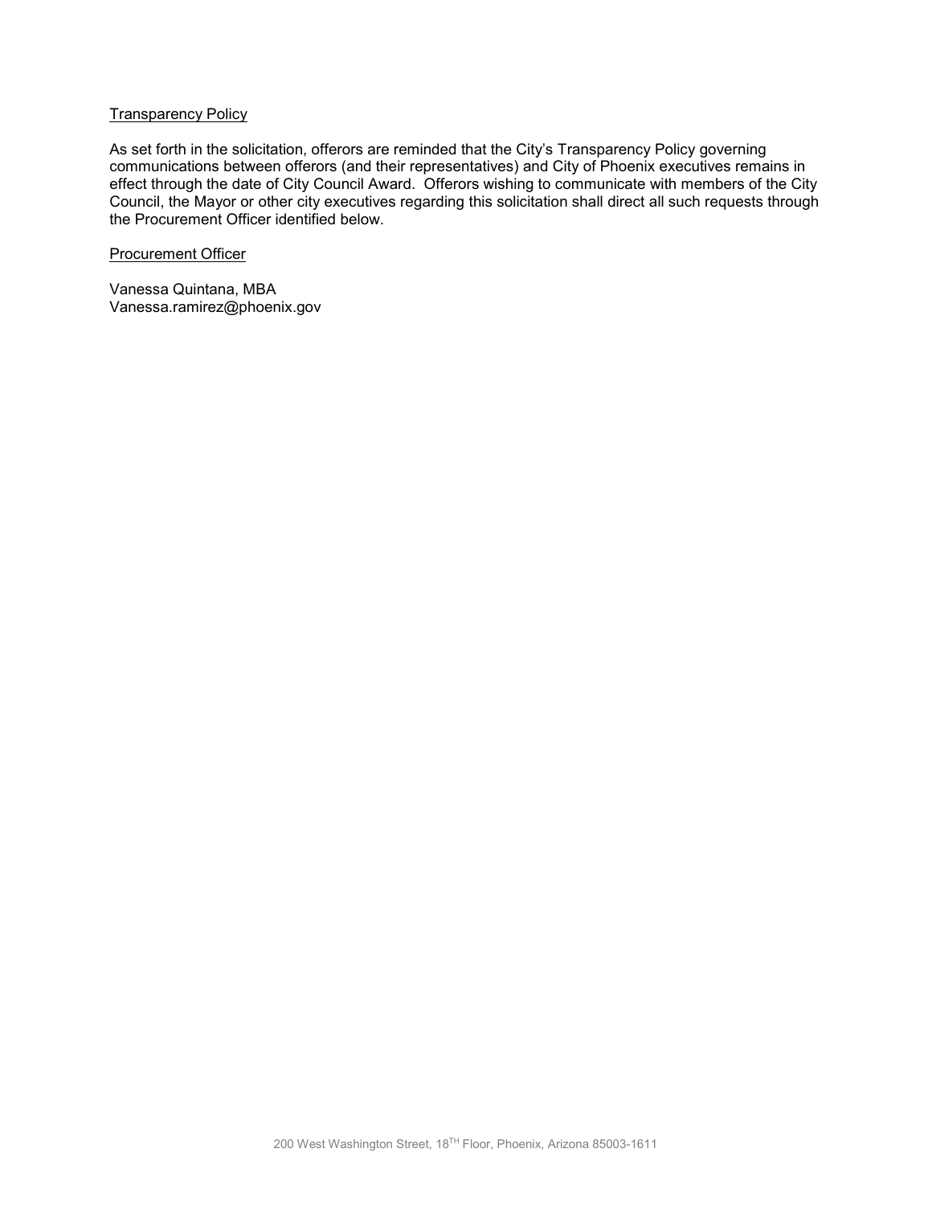Transparency Policy

As set forth in the solicitation, offerors are reminded that the City's Transparency Policy governing communications between offerors (and their representatives) and City of Phoenix executives remains in effect through the date of City Council Award. Offerors wishing to communicate with members of the City Council, the Mayor or other city executives regarding this solicitation shall direct all such requests through the Procurement Officer identified below.

Procurement Officer

Vanessa Quintana, MBA
Vanessa.ramirez@phoenix.gov

200 West Washington Street, 18TH Floor, Phoenix, Arizona 85003-1611